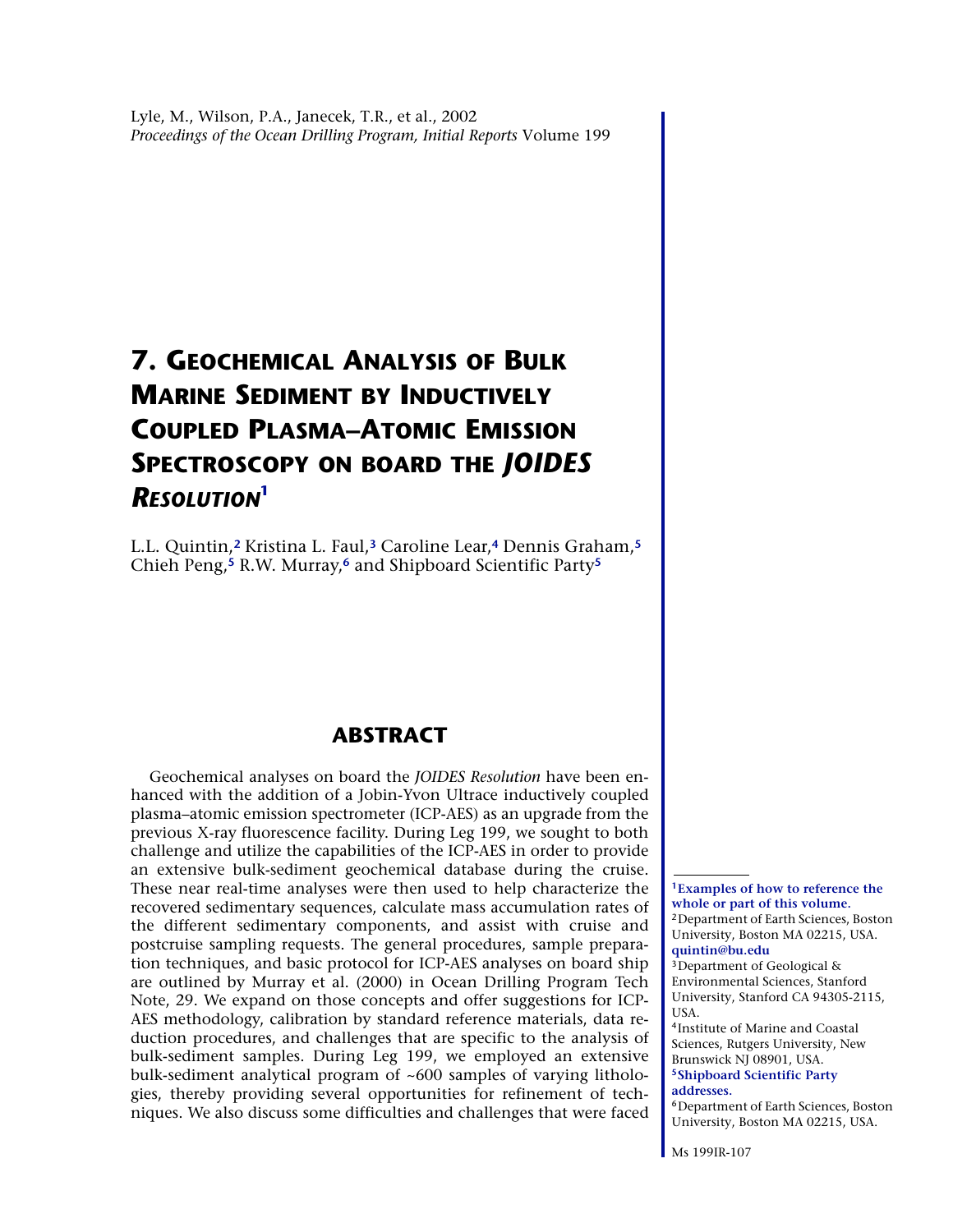Lyle, M., Wilson, P.A., Janecek, T.R., et al., 2002
*Proceedings of the Ocean Drilling Program, Initial Reports* Volume 199

# 7. Geochemical Analysis of Bulk Marine Sediment by Inductively Coupled Plasma–Atomic Emission Spectroscopy on board the *JOIDES Resolution*[1]

L.L. Quintin,[2] Kristina L. Faul,[3] Caroline Lear,[4] Dennis Graham,[5] Chieh Peng,[5] R.W. Murray,[6] and Shipboard Scientific Party[5]

## ABSTRACT

Geochemical analyses on board the *JOIDES Resolution* have been enhanced with the addition of a Jobin-Yvon Ultrace inductively coupled plasma–atomic emission spectrometer (ICP-AES) as an upgrade from the previous X-ray fluorescence facility. During Leg 199, we sought to both challenge and utilize the capabilities of the ICP-AES in order to provide an extensive bulk-sediment geochemical database during the cruise. These near real-time analyses were then used to help characterize the recovered sedimentary sequences, calculate mass accumulation rates of the different sedimentary components, and assist with cruise and postcruise sampling requests. The general procedures, sample preparation techniques, and basic protocol for ICP-AES analyses on board ship are outlined by Murray et al. (2000) in Ocean Drilling Program Tech Note, 29. We expand on those concepts and offer suggestions for ICP-AES methodology, calibration by standard reference materials, data reduction procedures, and challenges that are specific to the analysis of bulk-sediment samples. During Leg 199, we employed an extensive bulk-sediment analytical program of ~600 samples of varying lithologies, thereby providing several opportunities for refinement of techniques. We also discuss some difficulties and challenges that were faced

---

[1] **Examples of how to reference the whole or part of this volume.**
[2] Department of Earth Sciences, Boston University, Boston MA 02215, USA. **quintin@bu.edu**
[3] Department of Geological & Environmental Sciences, Stanford University, Stanford CA 94305-2115, USA.
[4] Institute of Marine and Coastal Sciences, Rutgers University, New Brunswick NJ 08901, USA.
[5] **Shipboard Scientific Party addresses.**
[6] Department of Earth Sciences, Boston University, Boston MA 02215, USA.

Ms 199IR-107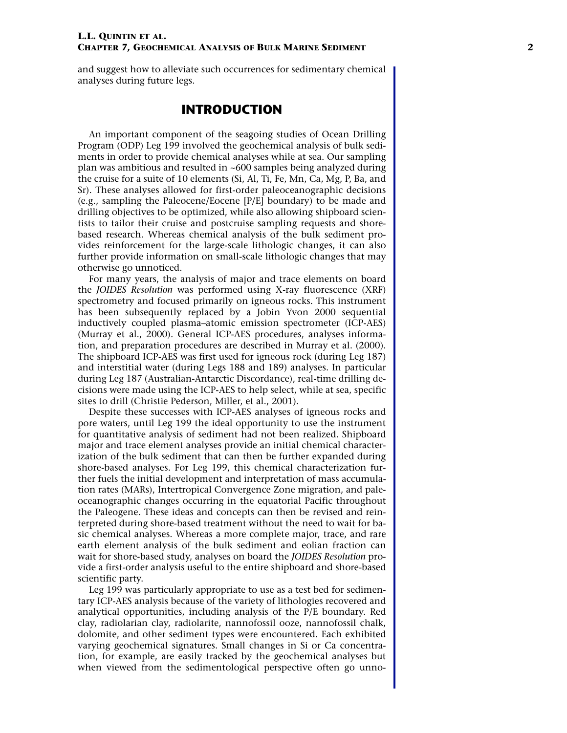and suggest how to alleviate such occurrences for sedimentary chemical analyses during future legs.

## INTRODUCTION

An important component of the seagoing studies of Ocean Drilling Program (ODP) Leg 199 involved the geochemical analysis of bulk sediments in order to provide chemical analyses while at sea. Our sampling plan was ambitious and resulted in ~600 samples being analyzed during the cruise for a suite of 10 elements (Si, Al, Ti, Fe, Mn, Ca, Mg, P, Ba, and Sr). These analyses allowed for first-order paleoceanographic decisions (e.g., sampling the Paleocene/Eocene [P/E] boundary) to be made and drilling objectives to be optimized, while also allowing shipboard scientists to tailor their cruise and postcruise sampling requests and shore-based research. Whereas chemical analysis of the bulk sediment provides reinforcement for the large-scale lithologic changes, it can also further provide information on small-scale lithologic changes that may otherwise go unnoticed.

For many years, the analysis of major and trace elements on board the *JOIDES Resolution* was performed using X-ray fluorescence (XRF) spectrometry and focused primarily on igneous rocks. This instrument has been subsequently replaced by a Jobin Yvon 2000 sequential inductively coupled plasma–atomic emission spectrometer (ICP-AES) (Murray et al., 2000). General ICP-AES procedures, analyses information, and preparation procedures are described in Murray et al. (2000). The shipboard ICP-AES was first used for igneous rock (during Leg 187) and interstitial water (during Legs 188 and 189) analyses. In particular during Leg 187 (Australian-Antarctic Discordance), real-time drilling decisions were made using the ICP-AES to help select, while at sea, specific sites to drill (Christie Pederson, Miller, et al., 2001).

Despite these successes with ICP-AES analyses of igneous rocks and pore waters, until Leg 199 the ideal opportunity to use the instrument for quantitative analysis of sediment had not been realized. Shipboard major and trace element analyses provide an initial chemical characterization of the bulk sediment that can then be further expanded during shore-based analyses. For Leg 199, this chemical characterization further fuels the initial development and interpretation of mass accumulation rates (MARs), Intertropical Convergence Zone migration, and paleoceanographic changes occurring in the equatorial Pacific throughout the Paleogene. These ideas and concepts can then be revised and reinterpreted during shore-based treatment without the need to wait for basic chemical analyses. Whereas a more complete major, trace, and rare earth element analysis of the bulk sediment and eolian fraction can wait for shore-based study, analyses on board the *JOIDES Resolution* provide a first-order analysis useful to the entire shipboard and shore-based scientific party.

Leg 199 was particularly appropriate to use as a test bed for sedimentary ICP-AES analysis because of the variety of lithologies recovered and analytical opportunities, including analysis of the P/E boundary. Red clay, radiolarian clay, radiolarite, nannofossil ooze, nannofossil chalk, dolomite, and other sediment types were encountered. Each exhibited varying geochemical signatures. Small changes in Si or Ca concentration, for example, are easily tracked by the geochemical analyses but when viewed from the sedimentological perspective often go unno-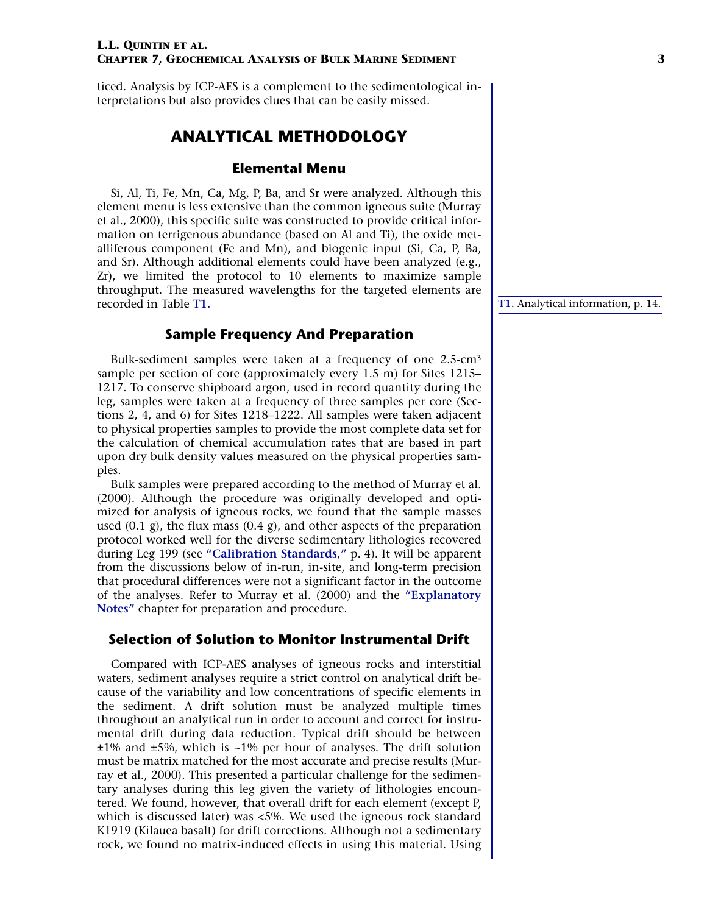ticed. Analysis by ICP-AES is a complement to the sedimentological interpretations but also provides clues that can be easily missed.

# ANALYTICAL METHODOLOGY

## Elemental Menu

Si, Al, Ti, Fe, Mn, Ca, Mg, P, Ba, and Sr were analyzed. Although this element menu is less extensive than the common igneous suite (Murray et al., 2000), this specific suite was constructed to provide critical information on terrigenous abundance (based on Al and Ti), the oxide metalliferous component (Fe and Mn), and biogenic input (Si, Ca, P, Ba, and Sr). Although additional elements could have been analyzed (e.g., Zr), we limited the protocol to 10 elements to maximize sample throughput. The measured wavelengths for the targeted elements are recorded in Table T1.

T1. Analytical information, p. 14.

## Sample Frequency And Preparation

Bulk-sediment samples were taken at a frequency of one 2.5-$cm^3$ sample per section of core (approximately every 1.5 m) for Sites 1215–1217. To conserve shipboard argon, used in record quantity during the leg, samples were taken at a frequency of three samples per core (Sections 2, 4, and 6) for Sites 1218–1222. All samples were taken adjacent to physical properties samples to provide the most complete data set for the calculation of chemical accumulation rates that are based in part upon dry bulk density values measured on the physical properties samples.

Bulk samples were prepared according to the method of Murray et al. (2000). Although the procedure was originally developed and optimized for analysis of igneous rocks, we found that the sample masses used (0.1 g), the flux mass (0.4 g), and other aspects of the preparation protocol worked well for the diverse sedimentary lithologies recovered during Leg 199 (see **"Calibration Standards,"** p. 4). It will be apparent from the discussions below of in-run, in-site, and long-term precision that procedural differences were not a significant factor in the outcome of the analyses. Refer to Murray et al. (2000) and the **"Explanatory Notes"** chapter for preparation and procedure.

## Selection of Solution to Monitor Instrumental Drift

Compared with ICP-AES analyses of igneous rocks and interstitial waters, sediment analyses require a strict control on analytical drift because of the variability and low concentrations of specific elements in the sediment. A drift solution must be analyzed multiple times throughout an analytical run in order to account and correct for instrumental drift during data reduction. Typical drift should be between ±1% and ±5%, which is ~1% per hour of analyses. The drift solution must be matrix matched for the most accurate and precise results (Murray et al., 2000). This presented a particular challenge for the sedimentary analyses during this leg given the variety of lithologies encountered. We found, however, that overall drift for each element (except P, which is discussed later) was <5%. We used the igneous rock standard K1919 (Kilauea basalt) for drift corrections. Although not a sedimentary rock, we found no matrix-induced effects in using this material. Using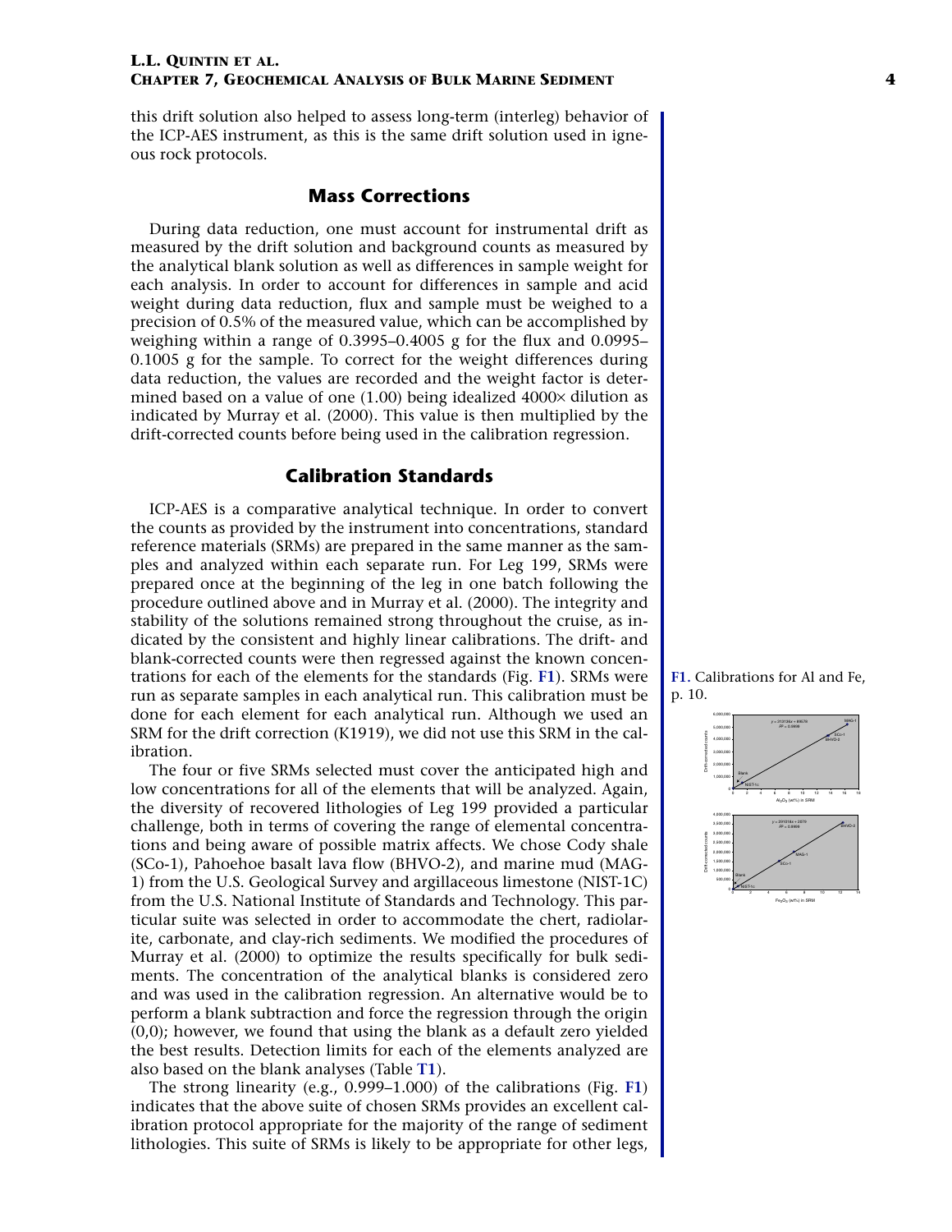this drift solution also helped to assess long-term (interleg) behavior of the ICP-AES instrument, as this is the same drift solution used in igneous rock protocols.

## Mass Corrections

During data reduction, one must account for instrumental drift as measured by the drift solution and background counts as measured by the analytical blank solution as well as differences in sample weight for each analysis. In order to account for differences in sample and acid weight during data reduction, flux and sample must be weighed to a precision of 0.5% of the measured value, which can be accomplished by weighing within a range of 0.3995–0.4005 g for the flux and 0.0995–0.1005 g for the sample. To correct for the weight differences during data reduction, the values are recorded and the weight factor is determined based on a value of one (1.00) being idealized 4000× dilution as indicated by Murray et al. (2000). This value is then multiplied by the drift-corrected counts before being used in the calibration regression.

## Calibration Standards

ICP-AES is a comparative analytical technique. In order to convert the counts as provided by the instrument into concentrations, standard reference materials (SRMs) are prepared in the same manner as the samples and analyzed within each separate run. For Leg 199, SRMs were prepared once at the beginning of the leg in one batch following the procedure outlined above and in Murray et al. (2000). The integrity and stability of the solutions remained strong throughout the cruise, as indicated by the consistent and highly linear calibrations. The drift- and blank-corrected counts were then regressed against the known concentrations for each of the elements for the standards (Fig. F1). SRMs were run as separate samples in each analytical run. This calibration must be done for each element for each analytical run. Although we used an SRM for the drift correction (K1919), we did not use this SRM in the calibration.

**F1.** Calibrations for Al and Fe, p. 10.

The four or five SRMs selected must cover the anticipated high and low concentrations for all of the elements that will be analyzed. Again, the diversity of recovered lithologies of Leg 199 provided a particular challenge, both in terms of covering the range of elemental concentrations and being aware of possible matrix affects. We chose Cody shale (SCo-1), Pahoehoe basalt lava flow (BHVO-2), and marine mud (MAG-1) from the U.S. Geological Survey and argillaceous limestone (NIST-1C) from the U.S. National Institute of Standards and Technology. This particular suite was selected in order to accommodate the chert, radiolarite, carbonate, and clay-rich sediments. We modified the procedures of Murray et al. (2000) to optimize the results specifically for bulk sediments. The concentration of the analytical blanks is considered zero and was used in the calibration regression. An alternative would be to perform a blank subtraction and force the regression through the origin (0,0); however, we found that using the blank as a default zero yielded the best results. Detection limits for each of the elements analyzed are also based on the blank analyses (Table T1).

The strong linearity (e.g., 0.999–1.000) of the calibrations (Fig. F1) indicates that the above suite of chosen SRMs provides an excellent calibration protocol appropriate for the majority of the range of sediment lithologies. This suite of SRMs is likely to be appropriate for other legs,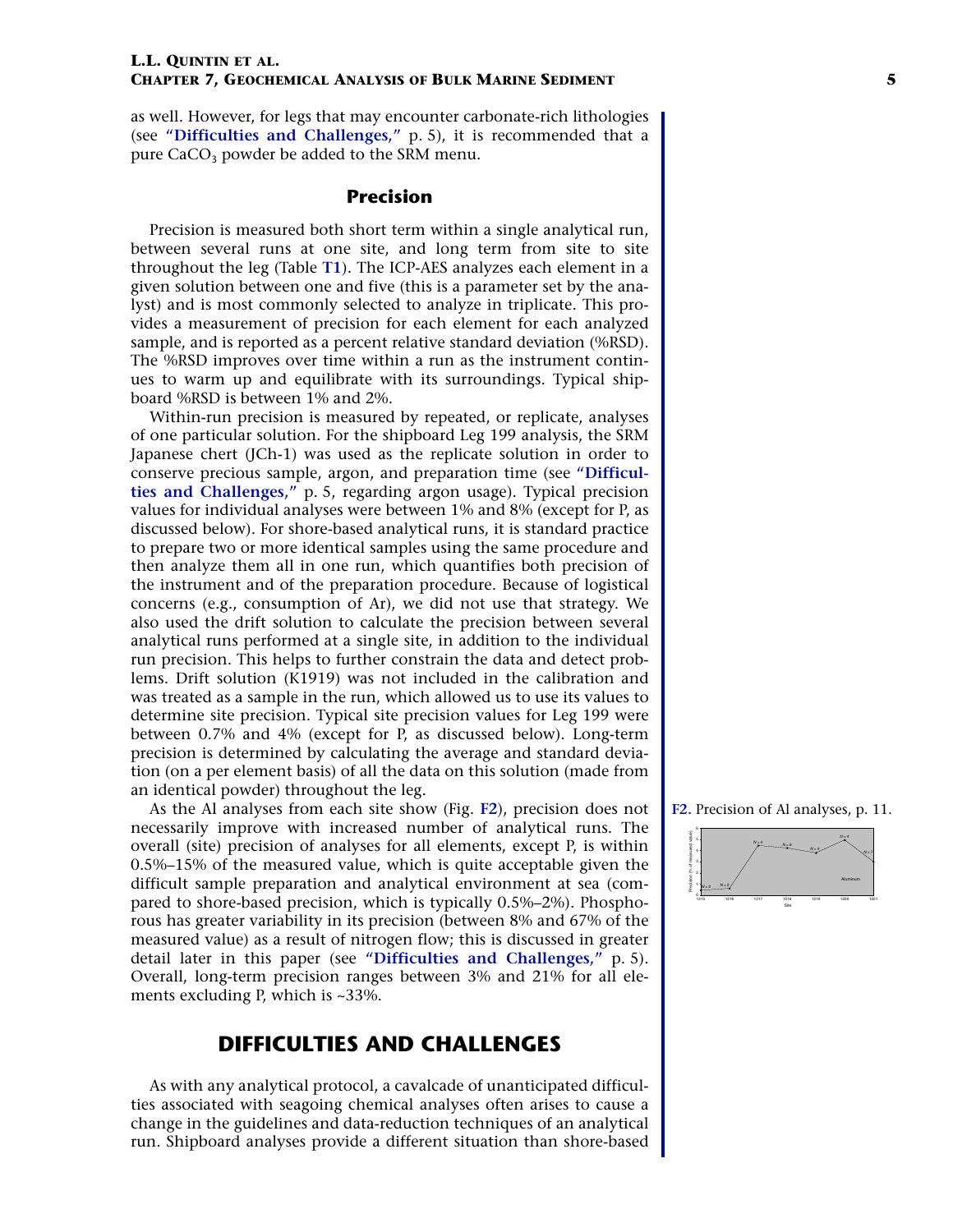as well. However, for legs that may encounter carbonate-rich lithologies (see "Difficulties and Challenges," p. 5), it is recommended that a pure $CaCO_3$ powder be added to the SRM menu.

## Precision

Precision is measured both short term within a single analytical run, between several runs at one site, and long term from site to site throughout the leg (Table T1). The ICP-AES analyzes each element in a given solution between one and five (this is a parameter set by the analyst) and is most commonly selected to analyze in triplicate. This provides a measurement of precision for each element for each analyzed sample, and is reported as a percent relative standard deviation (%RSD). The %RSD improves over time within a run as the instrument continues to warm up and equilibrate with its surroundings. Typical shipboard %RSD is between 1% and 2%.

Within-run precision is measured by repeated, or replicate, analyses of one particular solution. For the shipboard Leg 199 analysis, the SRM Japanese chert (JCh-1) was used as the replicate solution in order to conserve precious sample, argon, and preparation time (see "Difficulties and Challenges," p. 5, regarding argon usage). Typical precision values for individual analyses were between 1% and 8% (except for P, as discussed below). For shore-based analytical runs, it is standard practice to prepare two or more identical samples using the same procedure and then analyze them all in one run, which quantifies both precision of the instrument and of the preparation procedure. Because of logistical concerns (e.g., consumption of Ar), we did not use that strategy. We also used the drift solution to calculate the precision between several analytical runs performed at a single site, in addition to the individual run precision. This helps to further constrain the data and detect problems. Drift solution (K1919) was not included in the calibration and was treated as a sample in the run, which allowed us to use its values to determine site precision. Typical site precision values for Leg 199 were between 0.7% and 4% (except for P, as discussed below). Long-term precision is determined by calculating the average and standard deviation (on a per element basis) of all the data on this solution (made from an identical powder) throughout the leg.

As the Al analyses from each site show (Fig. F2), precision does not necessarily improve with increased number of analytical runs. The overall (site) precision of analyses for all elements, except P, is within 0.5%–15% of the measured value, which is quite acceptable given the difficult sample preparation and analytical environment at sea (compared to shore-based precision, which is typically 0.5%–2%). Phosphorous has greater variability in its precision (between 8% and 67% of the measured value) as a result of nitrogen flow; this is discussed in greater detail later in this paper (see "Difficulties and Challenges," p. 5). Overall, long-term precision ranges between 3% and 21% for all elements excluding P, which is ~33%.

F2. Precision of Al analyses, p. 11.

# DIFFICULTIES AND CHALLENGES

As with any analytical protocol, a cavalcade of unanticipated difficulties associated with seagoing chemical analyses often arises to cause a change in the guidelines and data-reduction techniques of an analytical run. Shipboard analyses provide a different situation than shore-based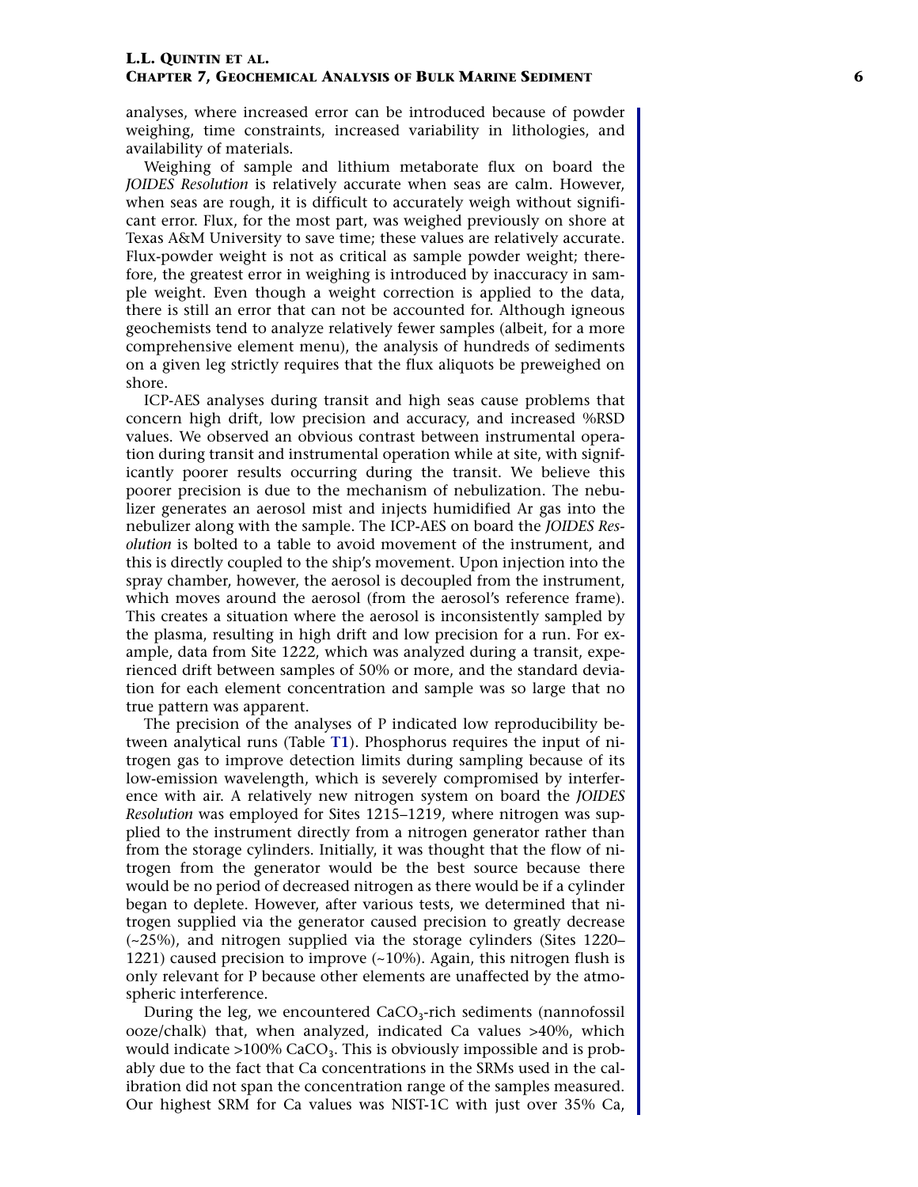analyses, where increased error can be introduced because of powder weighing, time constraints, increased variability in lithologies, and availability of materials.

Weighing of sample and lithium metaborate flux on board the *JOIDES Resolution* is relatively accurate when seas are calm. However, when seas are rough, it is difficult to accurately weigh without significant error. Flux, for the most part, was weighed previously on shore at Texas A&M University to save time; these values are relatively accurate. Flux-powder weight is not as critical as sample powder weight; therefore, the greatest error in weighing is introduced by inaccuracy in sample weight. Even though a weight correction is applied to the data, there is still an error that can not be accounted for. Although igneous geochemists tend to analyze relatively fewer samples (albeit, for a more comprehensive element menu), the analysis of hundreds of sediments on a given leg strictly requires that the flux aliquots be preweighed on shore.

ICP-AES analyses during transit and high seas cause problems that concern high drift, low precision and accuracy, and increased %RSD values. We observed an obvious contrast between instrumental operation during transit and instrumental operation while at site, with significantly poorer results occurring during the transit. We believe this poorer precision is due to the mechanism of nebulization. The nebulizer generates an aerosol mist and injects humidified Ar gas into the nebulizer along with the sample. The ICP-AES on board the *JOIDES Resolution* is bolted to a table to avoid movement of the instrument, and this is directly coupled to the ship's movement. Upon injection into the spray chamber, however, the aerosol is decoupled from the instrument, which moves around the aerosol (from the aerosol's reference frame). This creates a situation where the aerosol is inconsistently sampled by the plasma, resulting in high drift and low precision for a run. For example, data from Site 1222, which was analyzed during a transit, experienced drift between samples of 50% or more, and the standard deviation for each element concentration and sample was so large that no true pattern was apparent.

The precision of the analyses of P indicated low reproducibility between analytical runs (Table T1). Phosphorus requires the input of nitrogen gas to improve detection limits during sampling because of its low-emission wavelength, which is severely compromised by interference with air. A relatively new nitrogen system on board the *JOIDES Resolution* was employed for Sites 1215–1219, where nitrogen was supplied to the instrument directly from a nitrogen generator rather than from the storage cylinders. Initially, it was thought that the flow of nitrogen from the generator would be the best source because there would be no period of decreased nitrogen as there would be if a cylinder began to deplete. However, after various tests, we determined that nitrogen supplied via the generator caused precision to greatly decrease (~25%), and nitrogen supplied via the storage cylinders (Sites 1220–1221) caused precision to improve (~10%). Again, this nitrogen flush is only relevant for P because other elements are unaffected by the atmospheric interference.

During the leg, we encountered $CaCO_3$-rich sediments (nannofossil ooze/chalk) that, when analyzed, indicated Ca values >40%, which would indicate >100% $CaCO_3$. This is obviously impossible and is probably due to the fact that Ca concentrations in the SRMs used in the calibration did not span the concentration range of the samples measured. Our highest SRM for Ca values was NIST-1C with just over 35% Ca,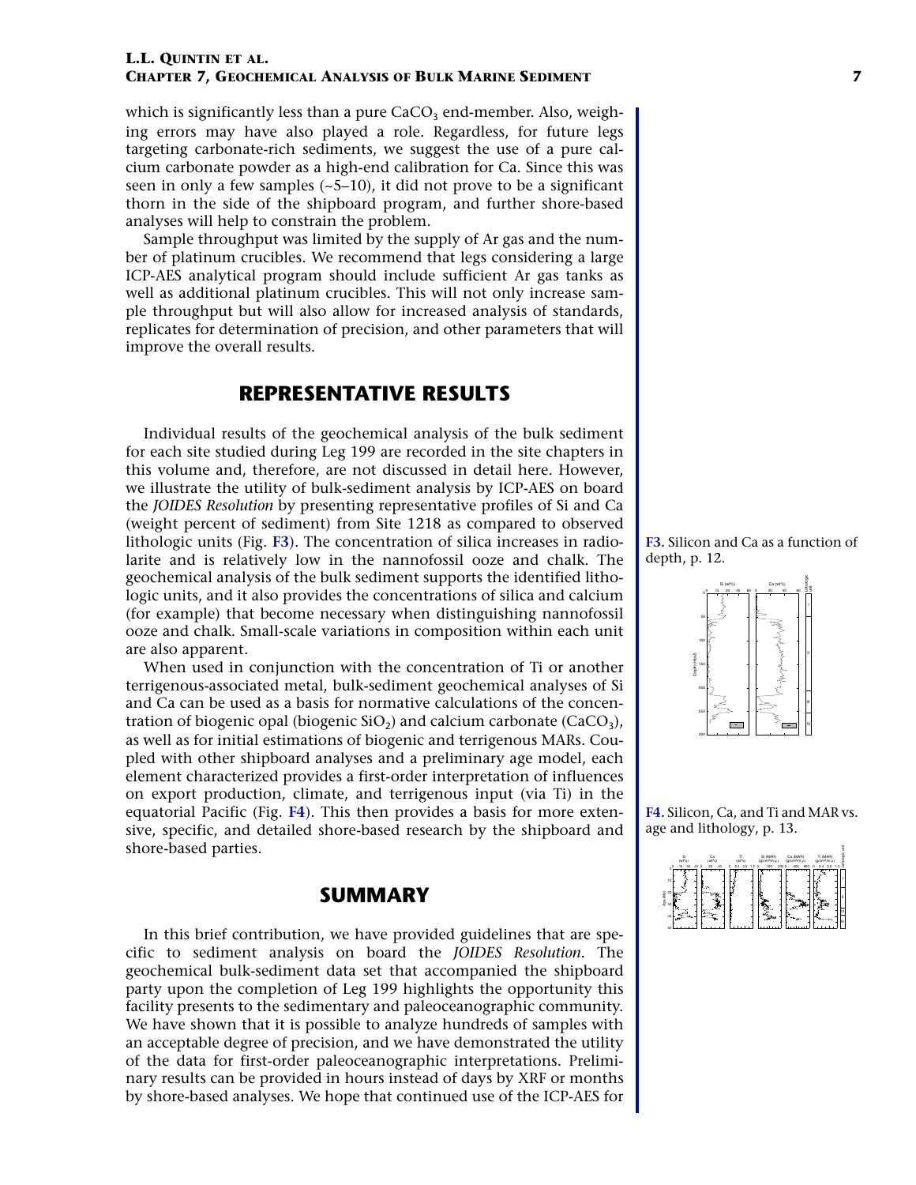which is significantly less than a pure $CaCO_3$ end-member. Also, weighing errors may have also played a role. Regardless, for future legs targeting carbonate-rich sediments, we suggest the use of a pure calcium carbonate powder as a high-end calibration for Ca. Since this was seen in only a few samples (~5–10), it did not prove to be a significant thorn in the side of the shipboard program, and further shore-based analyses will help to constrain the problem.

Sample throughput was limited by the supply of Ar gas and the number of platinum crucibles. We recommend that legs considering a large ICP-AES analytical program should include sufficient Ar gas tanks as well as additional platinum crucibles. This will not only increase sample throughput but will also allow for increased analysis of standards, replicates for determination of precision, and other parameters that will improve the overall results.

## REPRESENTATIVE RESULTS

Individual results of the geochemical analysis of the bulk sediment for each site studied during Leg 199 are recorded in the site chapters in this volume and, therefore, are not discussed in detail here. However, we illustrate the utility of bulk-sediment analysis by ICP-AES on board the *JOIDES Resolution* by presenting representative profiles of Si and Ca (weight percent of sediment) from Site 1218 as compared to observed lithologic units (Fig. **F3**). The concentration of silica increases in radiolarite and is relatively low in the nannofossil ooze and chalk. The geochemical analysis of the bulk sediment supports the identified lithologic units, and it also provides the concentrations of silica and calcium (for example) that become necessary when distinguishing nannofossil ooze and chalk. Small-scale variations in composition within each unit are also apparent.

**F3.** Silicon and Ca as a function of depth, p. 12.

When used in conjunction with the concentration of Ti or another terrigenous-associated metal, bulk-sediment geochemical analyses of Si and Ca can be used as a basis for normative calculations of the concentration of biogenic opal (biogenic $SiO_2$) and calcium carbonate ($CaCO_3$), as well as for initial estimations of biogenic and terrigenous MARs. Coupled with other shipboard analyses and a preliminary age model, each element characterized provides a first-order interpretation of influences on export production, climate, and terrigenous input (via Ti) in the equatorial Pacific (Fig. **F4**). This then provides a basis for more extensive, specific, and detailed shore-based research by the shipboard and shore-based parties.

**F4.** Silicon, Ca, and Ti and MAR vs. age and lithology, p. 13.

## SUMMARY

In this brief contribution, we have provided guidelines that are specific to sediment analysis on board the *JOIDES Resolution*. The geochemical bulk-sediment data set that accompanied the shipboard party upon the completion of Leg 199 highlights the opportunity this facility presents to the sedimentary and paleoceanographic community. We have shown that it is possible to analyze hundreds of samples with an acceptable degree of precision, and we have demonstrated the utility of the data for first-order paleoceanographic interpretations. Preliminary results can be provided in hours instead of days by XRF or months by shore-based analyses. We hope that continued use of the ICP-AES for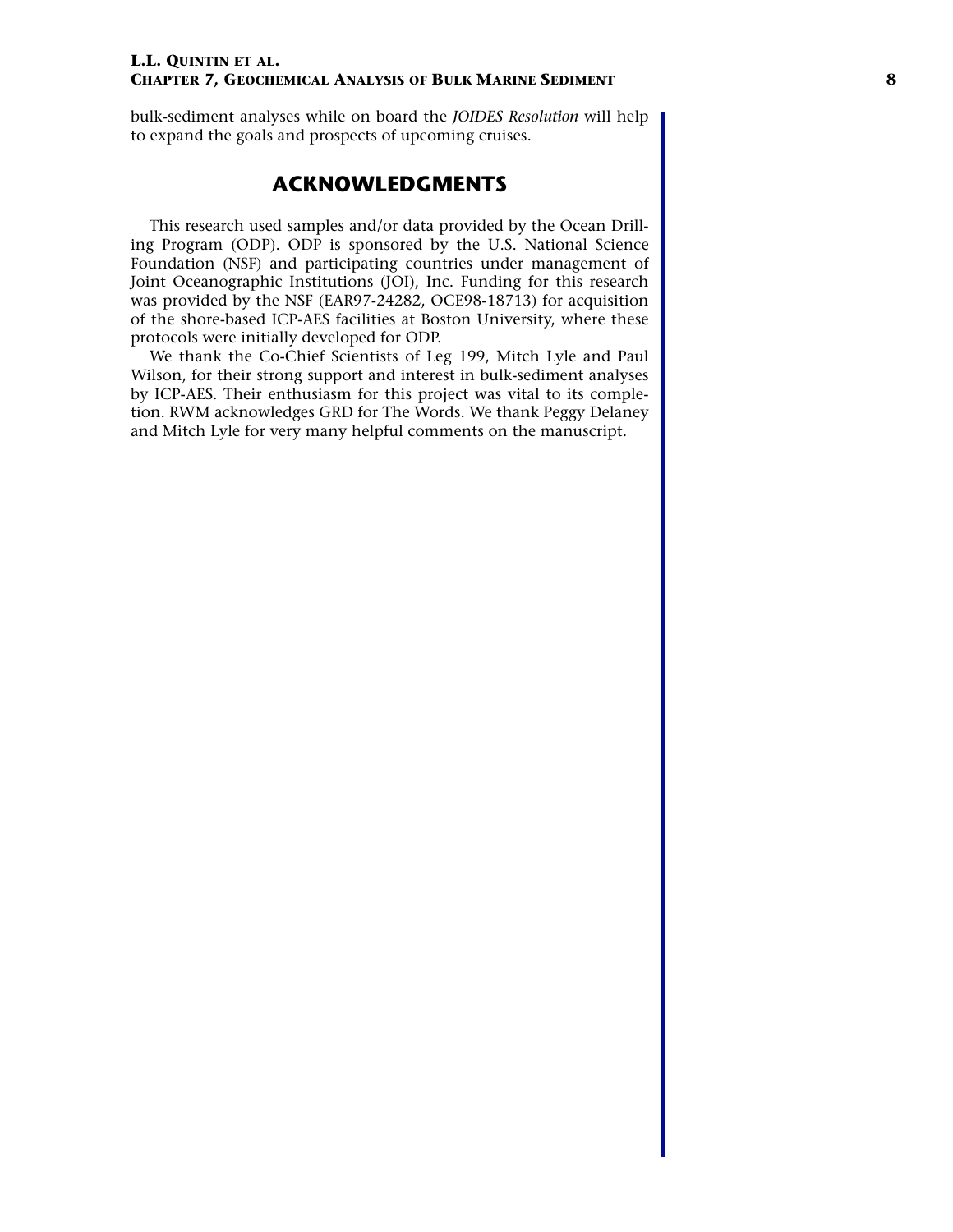bulk-sediment analyses while on board the *JOIDES Resolution* will help to expand the goals and prospects of upcoming cruises.

## ACKNOWLEDGMENTS

This research used samples and/or data provided by the Ocean Drilling Program (ODP). ODP is sponsored by the U.S. National Science Foundation (NSF) and participating countries under management of Joint Oceanographic Institutions (JOI), Inc. Funding for this research was provided by the NSF (EAR97-24282, OCE98-18713) for acquisition of the shore-based ICP-AES facilities at Boston University, where these protocols were initially developed for ODP.

We thank the Co-Chief Scientists of Leg 199, Mitch Lyle and Paul Wilson, for their strong support and interest in bulk-sediment analyses by ICP-AES. Their enthusiasm for this project was vital to its completion. RWM acknowledges GRD for The Words. We thank Peggy Delaney and Mitch Lyle for very many helpful comments on the manuscript.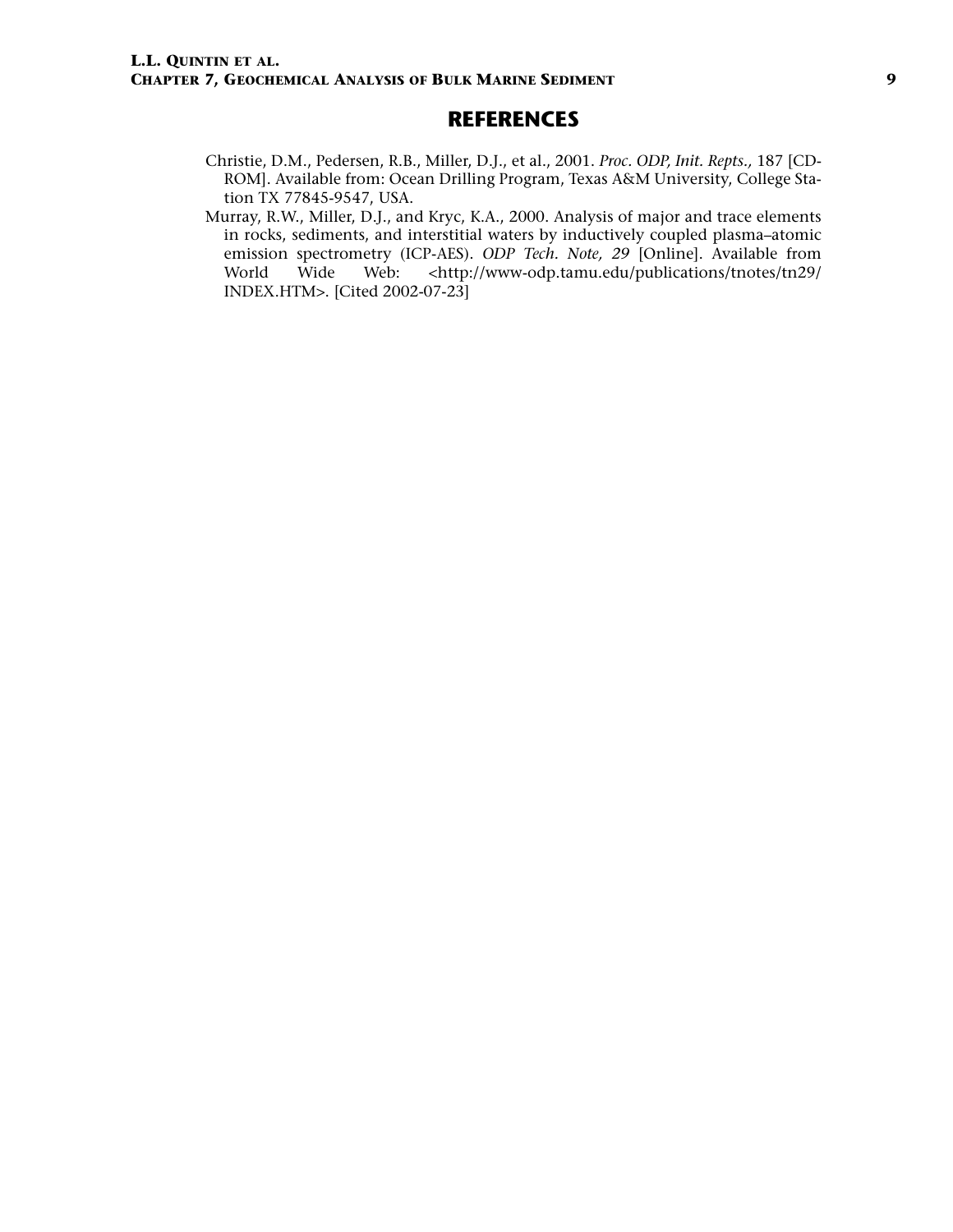## REFERENCES

Christie, D.M., Pedersen, R.B., Miller, D.J., et al., 2001. *Proc. ODP, Init. Repts.,* 187 [CD-ROM]. Available from: Ocean Drilling Program, Texas A&M University, College Station TX 77845-9547, USA.

Murray, R.W., Miller, D.J., and Kryc, K.A., 2000. Analysis of major and trace elements in rocks, sediments, and interstitial waters by inductively coupled plasma–atomic emission spectrometry (ICP-AES). *ODP Tech. Note, 29* [Online]. Available from World Wide Web: <http://www-odp.tamu.edu/publications/tnotes/tn29/INDEX.HTM>. [Cited 2002-07-23]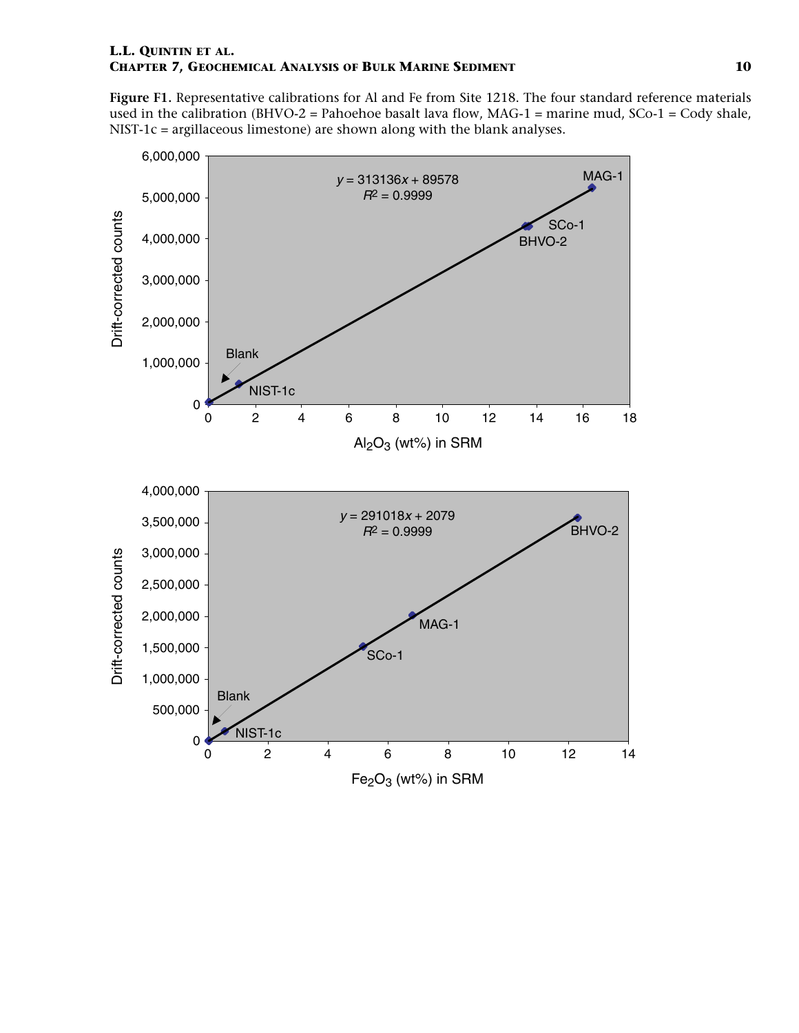**Figure F1.** Representative calibrations for Al and Fe from Site 1218. The four standard reference materials used in the calibration (BHVO-2 = Pahoehoe basalt lava flow, MAG-1 = marine mud, SCo-1 = Cody shale, NIST-1c = argillaceous limestone) are shown along with the blank analyses.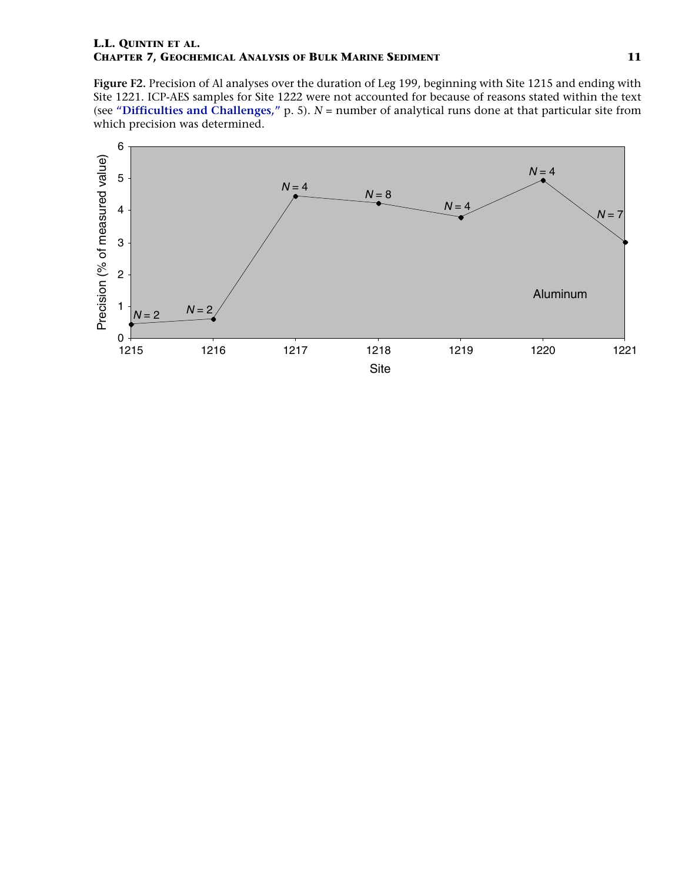**Figure F2.** Precision of Al analyses over the duration of Leg 199, beginning with Site 1215 and ending with Site 1221. ICP-AES samples for Site 1222 were not accounted for because of reasons stated within the text (see **"Difficulties and Challenges,"** p. 5). $N$ = number of analytical runs done at that particular site from which precision was determined.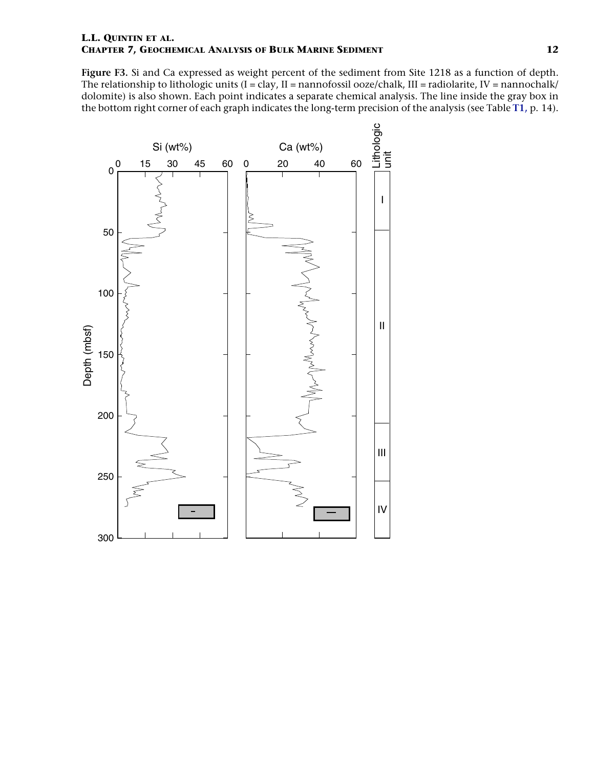**Figure F3.** Si and Ca expressed as weight percent of the sediment from Site 1218 as a function of depth. The relationship to lithologic units (I = clay, II = nannofossil ooze/chalk, III = radiolarite, IV = nannochalk/dolomite) is also shown. Each point indicates a separate chemical analysis. The line inside the gray box in the bottom right corner of each graph indicates the long-term precision of the analysis (see Table T1, p. 14).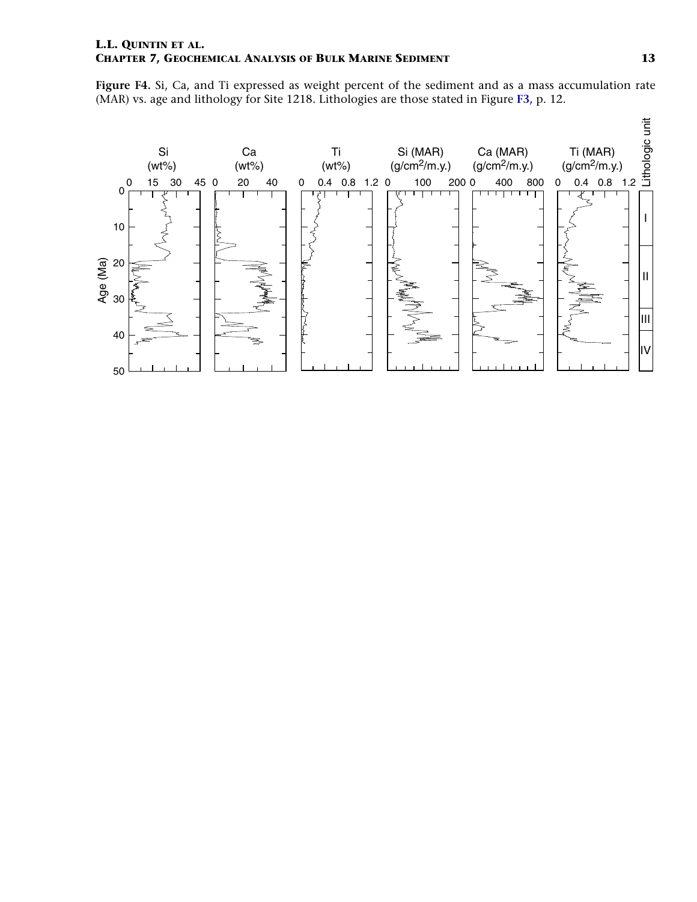**Figure F4.** Si, Ca, and Ti expressed as weight percent of the sediment and as a mass accumulation rate (MAR) vs. age and lithology for Site 1218. Lithologies are those stated in Figure **F3**, p. 12.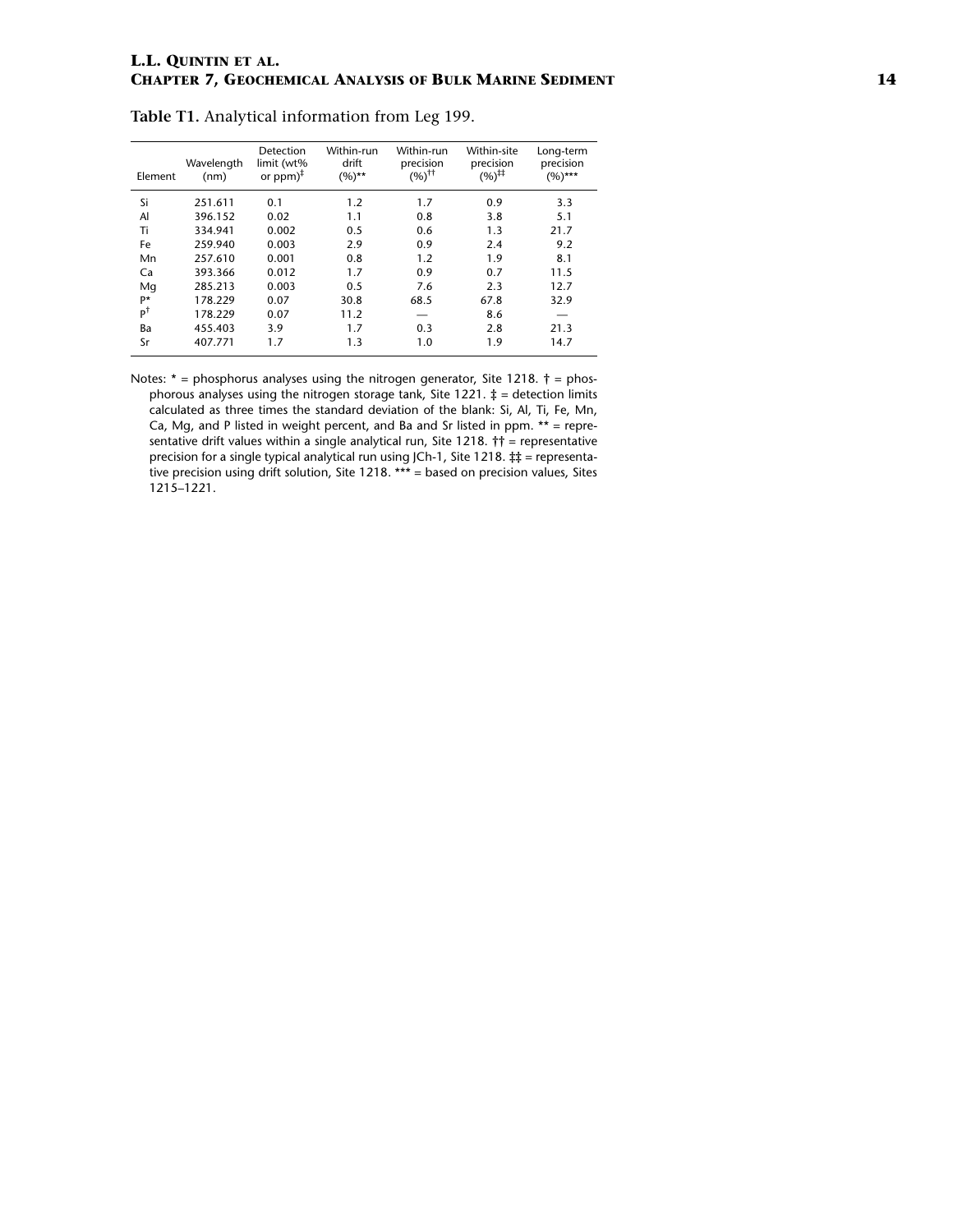**Table T1.** Analytical information from Leg 199.

| Element | Wavelength (nm) | Detection limit (wt% or ppm)‡ | Within-run drift (%)** | Within-run precision (%)†† | Within-site precision (%)‡‡ | Long-term precision (%)*** |
|---|---|---|---|---|---|---|
| Si | 251.611 | 0.1 | 1.2 | 1.7 | 0.9 | 3.3 |
| Al | 396.152 | 0.02 | 1.1 | 0.8 | 3.8 | 5.1 |
| Ti | 334.941 | 0.002 | 0.5 | 0.6 | 1.3 | 21.7 |
| Fe | 259.940 | 0.003 | 2.9 | 0.9 | 2.4 | 9.2 |
| Mn | 257.610 | 0.001 | 0.8 | 1.2 | 1.9 | 8.1 |
| Ca | 393.366 | 0.012 | 1.7 | 0.9 | 0.7 | 11.5 |
| Mg | 285.213 | 0.003 | 0.5 | 7.6 | 2.3 | 12.7 |
| P* | 178.229 | 0.07 | 30.8 | 68.5 | 67.8 | 32.9 |
| P† | 178.229 | 0.07 | 11.2 | — | 8.6 | — |
| Ba | 455.403 | 3.9 | 1.7 | 0.3 | 2.8 | 21.3 |
| Sr | 407.771 | 1.7 | 1.3 | 1.0 | 1.9 | 14.7 |

Notes: * = phosphorus analyses using the nitrogen generator, Site 1218. † = phosphorous analyses using the nitrogen storage tank, Site 1221. ‡ = detection limits calculated as three times the standard deviation of the blank: Si, Al, Ti, Fe, Mn, Ca, Mg, and P listed in weight percent, and Ba and Sr listed in ppm. ** = representative drift values within a single analytical run, Site 1218. †† = representative precision for a single typical analytical run using JCh-1, Site 1218. ‡‡ = representative precision using drift solution, Site 1218. *** = based on precision values, Sites 1215–1221.